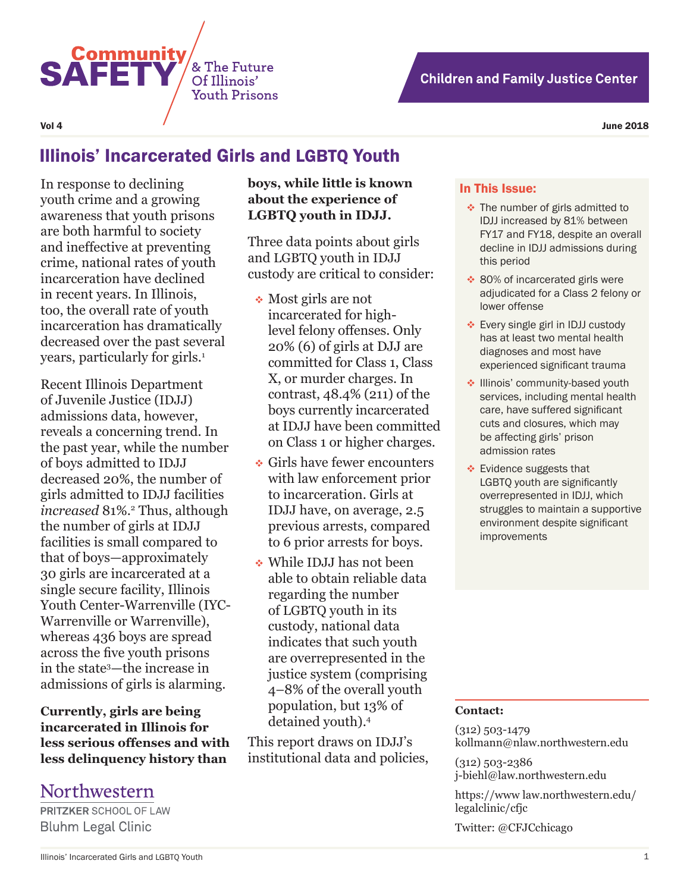Community SAFETY & The Future Of Illinois' Youth Prisons

**Children and Family Justice Center**

Vol 4

June 2018

# Illinois' Incarcerated Girls and LGBTQ Youth

In response to declining youth crime and a growing awareness that youth prisons are both harmful to society and ineffective at preventing crime, national rates of youth incarceration have declined in recent years. In Illinois, too, the overall rate of youth incarceration has dramatically decreased over the past several years, particularly for girls.[1]

Recent Illinois Department of Juvenile Justice (IDJJ) admissions data, however, reveals a concerning trend. In the past year, while the number of boys admitted to IDJJ decreased 20%, the number of girls admitted to IDJJ facilities *increased* 81%.[2] Thus, although the number of girls at IDJJ facilities is small compared to that of boys—approximately 30 girls are incarcerated at a single secure facility, Illinois Youth Center-Warrenville (IYC-Warrenville or Warrenville), whereas 436 boys are spread across the five youth prisons in the state[3]—the increase in admissions of girls is alarming.

**Currently, girls are being incarcerated in Illinois for less serious offenses and with less delinquency history than boys, while little is known about the experience of LGBTQ youth in IDJJ.**

Three data points about girls and LGBTQ youth in IDJJ custody are critical to consider:

- Most girls are not incarcerated for high-level felony offenses. Only 20% (6) of girls at DJJ are committed for Class 1, Class X, or murder charges. In contrast, 48.4% (211) of the boys currently incarcerated at IDJJ have been committed on Class 1 or higher charges.
- Girls have fewer encounters with law enforcement prior to incarceration. Girls at IDJJ have, on average, 2.5 previous arrests, compared to 6 prior arrests for boys.
- While IDJJ has not been able to obtain reliable data regarding the number of LGBTQ youth in its custody, national data indicates that such youth are overrepresented in the justice system (comprising 4–8% of the overall youth population, but 13% of detained youth).[4]

This report draws on IDJJ's institutional data and policies,

### In This Issue:

- The number of girls admitted to IDJJ increased by 81% between FY17 and FY18, despite an overall decline in IDJJ admissions during this period
- 80% of incarcerated girls were adjudicated for a Class 2 felony or lower offense
- Every single girl in IDJJ custody has at least two mental health diagnoses and most have experienced significant trauma
- Illinois' community-based youth services, including mental health care, have suffered significant cuts and closures, which may be affecting girls' prison admission rates
- Evidence suggests that LGBTQ youth are significantly overrepresented in IDJJ, which struggles to maintain a supportive environment despite significant improvements

**Contact:**

(312) 503-1479
kollmann@nlaw.northwestern.edu

(312) 503-2386
j-biehl@law.northwestern.edu

https://www law.northwestern.edu/legalclinic/cfjc

Twitter: @CFJCchicago

Northwestern
PRITZKER SCHOOL OF LAW
Bluhm Legal Clinic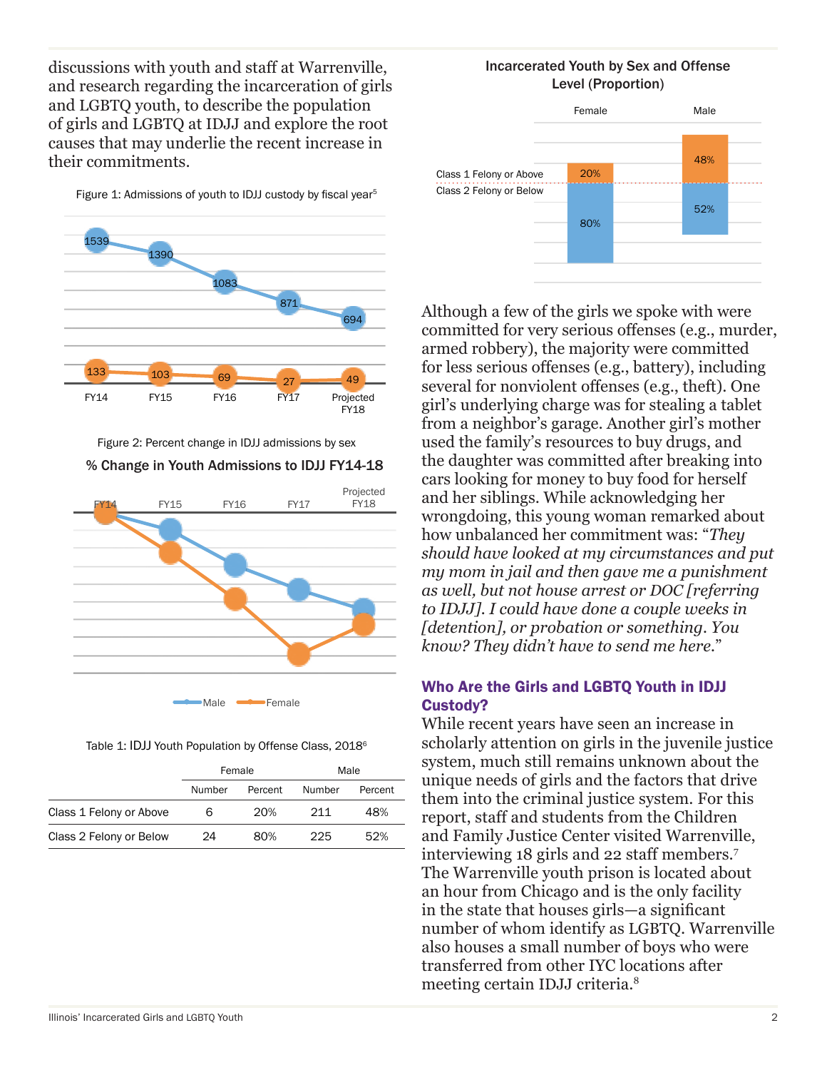discussions with youth and staff at Warrenville, and research regarding the incarceration of girls and LGBTQ youth, to describe the population of girls and LGBTQ at IDJJ and explore the root causes that may underlie the recent increase in their commitments.

Figure 1: Admissions of youth to IDJJ custody by fiscal year[5]

| | FY14 | FY15 | FY16 | FY17 | Projected FY18 |
|---|---|---|---|---|---|
| Male | 1539 | 1390 | 1083 | 871 | 694 |
| Female | 133 | 103 | 69 | 27 | 49 |

Figure 2: Percent change in IDJJ admissions by sex

**% Change in Youth Admissions to IDJJ FY14-18**

FY14, FY15, FY16, FY17, Projected FY18

Male, Female

Table 1: IDJJ Youth Population by Offense Class, 2018[6]

| | Female | | Male | |
|---|---|---|---|---|
| | Number | Percent | Number | Percent |
| Class 1 Felony or Above | 6 | 20% | 211 | 48% |
| Class 2 Felony or Below | 24 | 80% | 225 | 52% |

**Incarcerated Youth by Sex and Offense Level (Proportion)**

| | Female | Male |
|---|---|---|
| Class 1 Felony or Above | 20% | 48% |
| Class 2 Felony or Below | 80% | 52% |

Although a few of the girls we spoke with were committed for very serious offenses (e.g., murder, armed robbery), the majority were committed for less serious offenses (e.g., battery), including several for nonviolent offenses (e.g., theft). One girl's underlying charge was for stealing a tablet from a neighbor's garage. Another girl's mother used the family's resources to buy drugs, and the daughter was committed after breaking into cars looking for money to buy food for herself and her siblings. While acknowledging her wrongdoing, this young woman remarked about how unbalanced her commitment was: "*They should have looked at my circumstances and put my mom in jail and then gave me a punishment as well, but not house arrest or DOC [referring to IDJJ]. I could have done a couple weeks in [detention], or probation or something. You know? They didn't have to send me here.*"

### Who Are the Girls and LGBTQ Youth in IDJJ Custody?

While recent years have seen an increase in scholarly attention on girls in the juvenile justice system, much still remains unknown about the unique needs of girls and the factors that drive them into the criminal justice system. For this report, staff and students from the Children and Family Justice Center visited Warrenville, interviewing 18 girls and 22 staff members.[7] The Warrenville youth prison is located about an hour from Chicago and is the only facility in the state that houses girls—a significant number of whom identify as LGBTQ. Warrenville also houses a small number of boys who were transferred from other IYC locations after meeting certain IDJJ criteria.[8]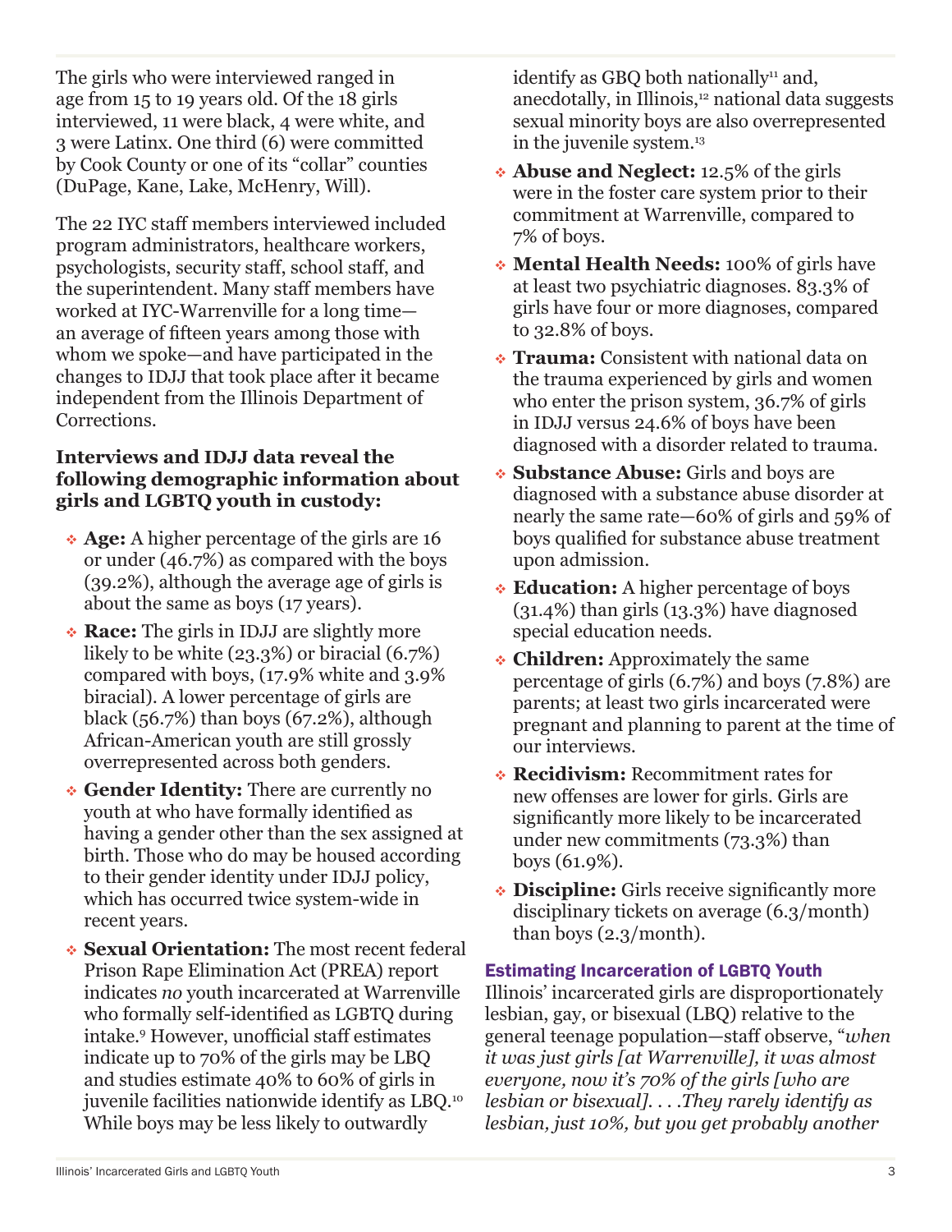The girls who were interviewed ranged in age from 15 to 19 years old. Of the 18 girls interviewed, 11 were black, 4 were white, and 3 were Latinx. One third (6) were committed by Cook County or one of its "collar" counties (DuPage, Kane, Lake, McHenry, Will).

The 22 IYC staff members interviewed included program administrators, healthcare workers, psychologists, security staff, school staff, and the superintendent. Many staff members have worked at IYC-Warrenville for a long time—an average of fifteen years among those with whom we spoke—and have participated in the changes to IDJJ that took place after it became independent from the Illinois Department of Corrections.

**Interviews and IDJJ data reveal the following demographic information about girls and LGBTQ youth in custody:**

- **Age:** A higher percentage of the girls are 16 or under (46.7%) as compared with the boys (39.2%), although the average age of girls is about the same as boys (17 years).
- **Race:** The girls in IDJJ are slightly more likely to be white (23.3%) or biracial (6.7%) compared with boys, (17.9% white and 3.9% biracial). A lower percentage of girls are black (56.7%) than boys (67.2%), although African-American youth are still grossly overrepresented across both genders.
- **Gender Identity:** There are currently no youth at who have formally identified as having a gender other than the sex assigned at birth. Those who do may be housed according to their gender identity under IDJJ policy, which has occurred twice system-wide in recent years.
- **Sexual Orientation:** The most recent federal Prison Rape Elimination Act (PREA) report indicates *no* youth incarcerated at Warrenville who formally self-identified as LGBTQ during intake.[9] However, unofficial staff estimates indicate up to 70% of the girls may be LBQ and studies estimate 40% to 60% of girls in juvenile facilities nationwide identify as LBQ.[10] While boys may be less likely to outwardly identify as GBQ both nationally[11] and, anecdotally, in Illinois,[12] national data suggests sexual minority boys are also overrepresented in the juvenile system.[13]
- **Abuse and Neglect:** 12.5% of the girls were in the foster care system prior to their commitment at Warrenville, compared to 7% of boys.
- **Mental Health Needs:** 100% of girls have at least two psychiatric diagnoses. 83.3% of girls have four or more diagnoses, compared to 32.8% of boys.
- **Trauma:** Consistent with national data on the trauma experienced by girls and women who enter the prison system, 36.7% of girls in IDJJ versus 24.6% of boys have been diagnosed with a disorder related to trauma.
- **Substance Abuse:** Girls and boys are diagnosed with a substance abuse disorder at nearly the same rate—60% of girls and 59% of boys qualified for substance abuse treatment upon admission.
- **Education:** A higher percentage of boys (31.4%) than girls (13.3%) have diagnosed special education needs.
- **Children:** Approximately the same percentage of girls (6.7%) and boys (7.8%) are parents; at least two girls incarcerated were pregnant and planning to parent at the time of our interviews.
- **Recidivism:** Recommitment rates for new offenses are lower for girls. Girls are significantly more likely to be incarcerated under new commitments (73.3%) than boys (61.9%).
- **Discipline:** Girls receive significantly more disciplinary tickets on average (6.3/month) than boys (2.3/month).

### Estimating Incarceration of LGBTQ Youth

Illinois' incarcerated girls are disproportionately lesbian, gay, or bisexual (LBQ) relative to the general teenage population—staff observe, "*when it was just girls [at Warrenville], it was almost everyone, now it's 70% of the girls [who are lesbian or bisexual]. . . .They rarely identify as lesbian, just 10%, but you get probably another*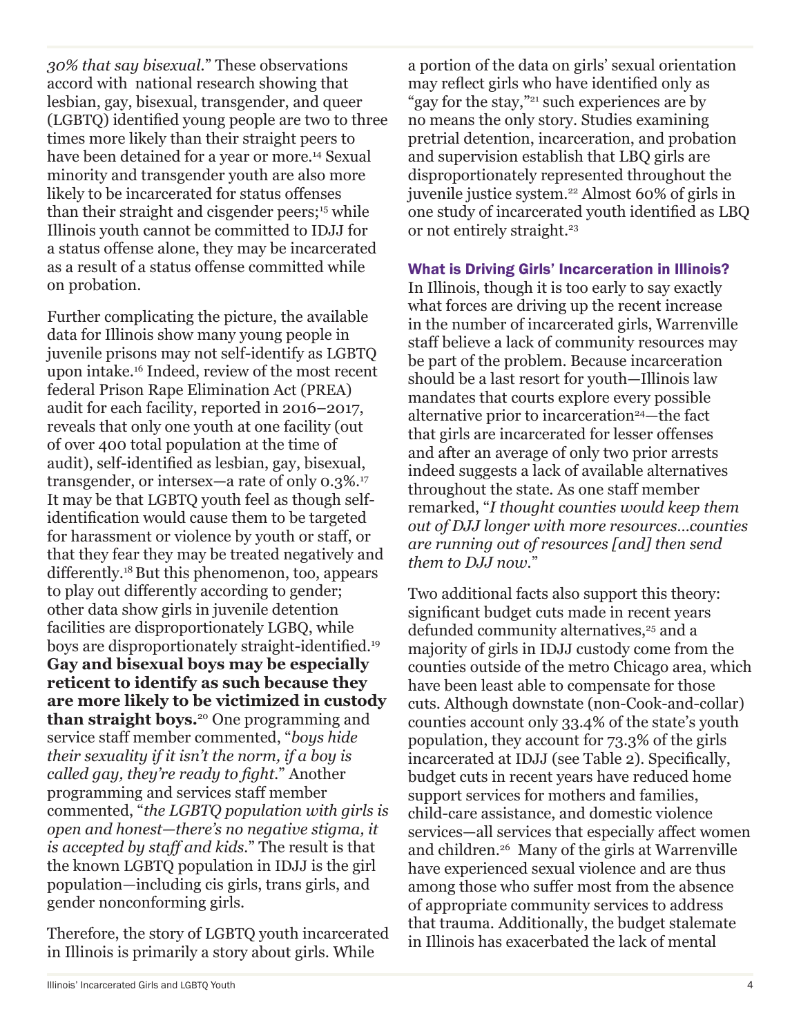*30% that say bisexual.*" These observations accord with national research showing that lesbian, gay, bisexual, transgender, and queer (LGBTQ) identified young people are two to three times more likely than their straight peers to have been detained for a year or more.[14] Sexual minority and transgender youth are also more likely to be incarcerated for status offenses than their straight and cisgender peers;[15] while Illinois youth cannot be committed to IDJJ for a status offense alone, they may be incarcerated as a result of a status offense committed while on probation.

Further complicating the picture, the available data for Illinois show many young people in juvenile prisons may not self-identify as LGBTQ upon intake.[16] Indeed, review of the most recent federal Prison Rape Elimination Act (PREA) audit for each facility, reported in 2016–2017, reveals that only one youth at one facility (out of over 400 total population at the time of audit), self-identified as lesbian, gay, bisexual, transgender, or intersex—a rate of only 0.3%.[17] It may be that LGBTQ youth feel as though self-identification would cause them to be targeted for harassment or violence by youth or staff, or that they fear they may be treated negatively and differently.[18] But this phenomenon, too, appears to play out differently according to gender; other data show girls in juvenile detention facilities are disproportionately LGBQ, while boys are disproportionately straight-identified.[19] **Gay and bisexual boys may be especially reticent to identify as such because they are more likely to be victimized in custody than straight boys.**[20] One programming and service staff member commented, "*boys hide their sexuality if it isn't the norm, if a boy is called gay, they're ready to fight.*" Another programming and services staff member commented, "*the LGBTQ population with girls is open and honest—there's no negative stigma, it is accepted by staff and kids.*" The result is that the known LGBTQ population in IDJJ is the girl population—including cis girls, trans girls, and gender nonconforming girls.

Therefore, the story of LGBTQ youth incarcerated in Illinois is primarily a story about girls. While a portion of the data on girls' sexual orientation may reflect girls who have identified only as "gay for the stay,"[21] such experiences are by no means the only story. Studies examining pretrial detention, incarceration, and probation and supervision establish that LBQ girls are disproportionately represented throughout the juvenile justice system.[22] Almost 60% of girls in one study of incarcerated youth identified as LBQ or not entirely straight.[23]

### What is Driving Girls' Incarceration in Illinois?

In Illinois, though it is too early to say exactly what forces are driving up the recent increase in the number of incarcerated girls, Warrenville staff believe a lack of community resources may be part of the problem. Because incarceration should be a last resort for youth—Illinois law mandates that courts explore every possible alternative prior to incarceration[24]—the fact that girls are incarcerated for lesser offenses and after an average of only two prior arrests indeed suggests a lack of available alternatives throughout the state. As one staff member remarked, "*I thought counties would keep them out of DJJ longer with more resources...counties are running out of resources [and] then send them to DJJ now.*"

Two additional facts also support this theory: significant budget cuts made in recent years defunded community alternatives,[25] and a majority of girls in IDJJ custody come from the counties outside of the metro Chicago area, which have been least able to compensate for those cuts. Although downstate (non-Cook-and-collar) counties account only 33.4% of the state's youth population, they account for 73.3% of the girls incarcerated at IDJJ (see Table 2). Specifically, budget cuts in recent years have reduced home support services for mothers and families, child-care assistance, and domestic violence services—all services that especially affect women and children.[26] Many of the girls at Warrenville have experienced sexual violence and are thus among those who suffer most from the absence of appropriate community services to address that trauma. Additionally, the budget stalemate in Illinois has exacerbated the lack of mental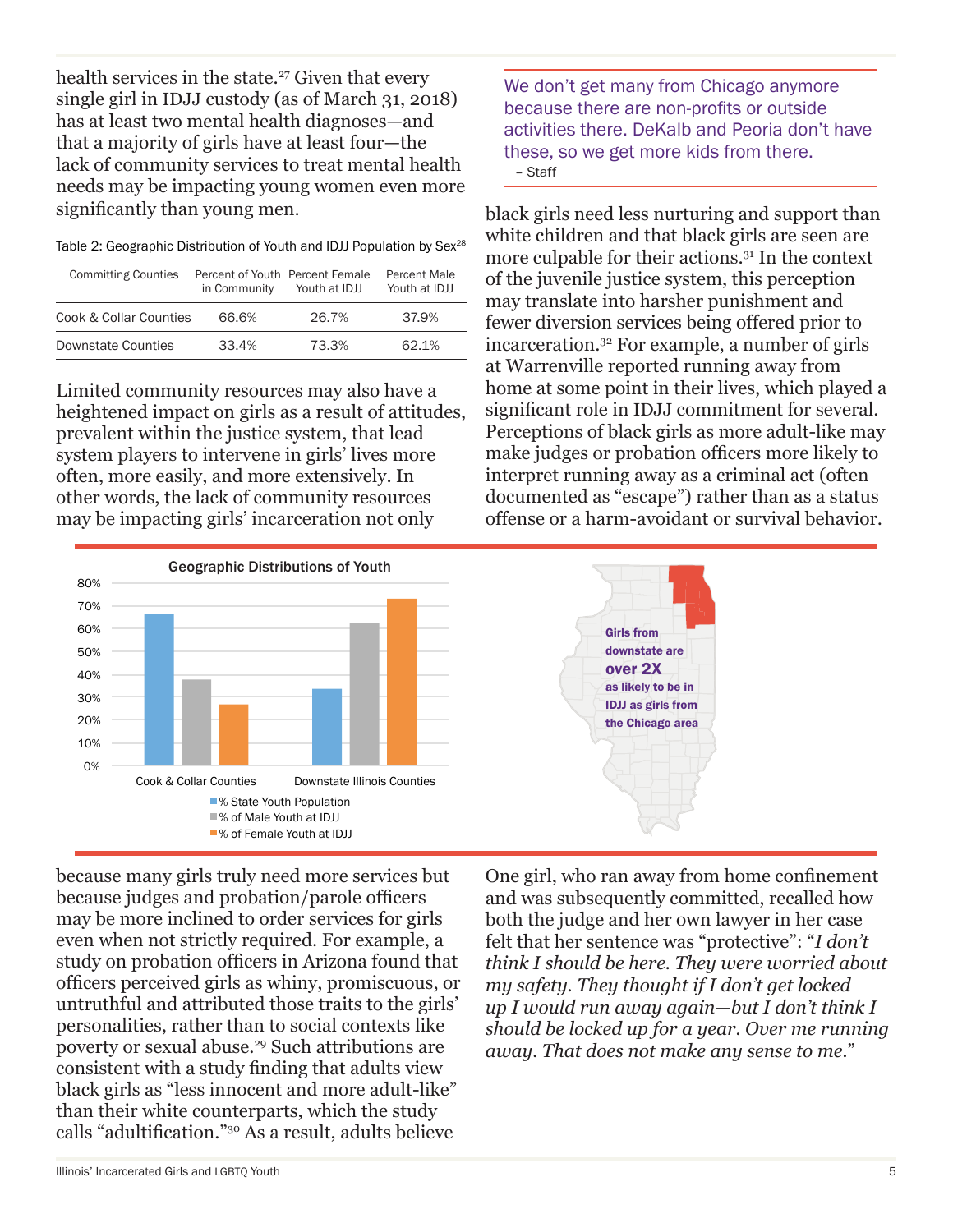health services in the state.[27] Given that every single girl in IDJJ custody (as of March 31, 2018) has at least two mental health diagnoses—and that a majority of girls have at least four—the lack of community services to treat mental health needs may be impacting young women even more significantly than young men.

Table 2: Geographic Distribution of Youth and IDJJ Population by Sex[28]

| Committing Counties | Percent of Youth in Community | Percent Female Youth at IDJJ | Percent Male Youth at IDJJ |
|---|---|---|---|
| Cook & Collar Counties | 66.6% | 26.7% | 37.9% |
| Downstate Counties | 33.4% | 73.3% | 62.1% |

Limited community resources may also have a heightened impact on girls as a result of attitudes, prevalent within the justice system, that lead system players to intervene in girls' lives more often, more easily, and more extensively. In other words, the lack of community resources may be impacting girls' incarceration not only because many girls truly need more services but because judges and probation/parole officers may be more inclined to order services for girls even when not strictly required. For example, a study on probation officers in Arizona found that officers perceived girls as whiny, promiscuous, or untruthful and attributed those traits to the girls' personalities, rather than to social contexts like poverty or sexual abuse.[29] Such attributions are consistent with a study finding that adults view black girls as "less innocent and more adult-like" than their white counterparts, which the study calls "adultification."[30] As a result, adults believe black girls need less nurturing and support than white children and that black girls are seen are more culpable for their actions.[31] In the context of the juvenile justice system, this perception may translate into harsher punishment and fewer diversion services being offered prior to incarceration.[32] For example, a number of girls at Warrenville reported running away from home at some point in their lives, which played a significant role in IDJJ commitment for several. Perceptions of black girls as more adult-like may make judges or probation officers more likely to interpret running away as a criminal act (often documented as "escape") rather than as a status offense or a harm-avoidant or survival behavior.

> We don't get many from Chicago anymore because there are non-profits or outside activities there. DeKalb and Peoria don't have these, so we get more kids from there.
> – Staff

Geographic Distributions of Youth

| | % State Youth Population | % of Male Youth at IDJJ | % of Female Youth at IDJJ |
|---|---|---|---|
| Cook & Collar Counties | 66.6% | 37.9% | 26.7% |
| Downstate Illinois Counties | 33.4% | 62.1% | 73.3% |

Girls from downstate are **over 2X** as likely to be in IDJJ as girls from the Chicago area

One girl, who ran away from home confinement and was subsequently committed, recalled how both the judge and her own lawyer in her case felt that her sentence was "protective": "*I don't think I should be here. They were worried about my safety. They thought if I don't get locked up I would run away again—but I don't think I should be locked up for a year. Over me running away. That does not make any sense to me.*"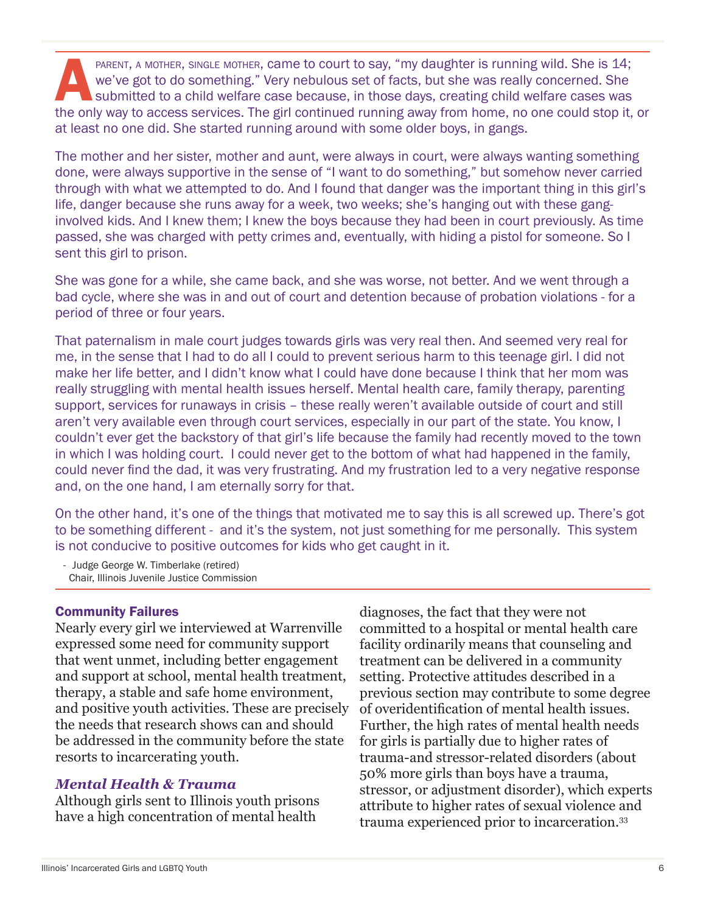A parent, a mother, single mother, came to court to say, “my daughter is running wild. She is 14; we’ve got to do something.” Very nebulous set of facts, but she was really concerned. She submitted to a child welfare case because, in those days, creating child welfare cases was the only way to access services. The girl continued running away from home, no one could stop it, or at least no one did. She started running around with some older boys, in gangs.

The mother and her sister, mother and aunt, were always in court, were always wanting something done, were always supportive in the sense of “I want to do something,” but somehow never carried through with what we attempted to do. And I found that danger was the important thing in this girl’s life, danger because she runs away for a week, two weeks; she’s hanging out with these gang-involved kids. And I knew them; I knew the boys because they had been in court previously. As time passed, she was charged with petty crimes and, eventually, with hiding a pistol for someone. So I sent this girl to prison.

She was gone for a while, she came back, and she was worse, not better. And we went through a bad cycle, where she was in and out of court and detention because of probation violations - for a period of three or four years.

That paternalism in male court judges towards girls was very real then. And seemed very real for me, in the sense that I had to do all I could to prevent serious harm to this teenage girl. I did not make her life better, and I didn’t know what I could have done because I think that her mom was really struggling with mental health issues herself. Mental health care, family therapy, parenting support, services for runaways in crisis – these really weren’t available outside of court and still aren’t very available even through court services, especially in our part of the state. You know, I couldn’t ever get the backstory of that girl’s life because the family had recently moved to the town in which I was holding court. I could never get to the bottom of what had happened in the family, could never find the dad, it was very frustrating. And my frustration led to a very negative response and, on the one hand, I am eternally sorry for that.

On the other hand, it’s one of the things that motivated me to say this is all screwed up. There’s got to be something different - and it’s the system, not just something for me personally. This system is not conducive to positive outcomes for kids who get caught in it.

- Judge George W. Timberlake (retired)
  Chair, Illinois Juvenile Justice Commission

### Community Failures

Nearly every girl we interviewed at Warrenville expressed some need for community support that went unmet, including better engagement and support at school, mental health treatment, therapy, a stable and safe home environment, and positive youth activities. These are precisely the needs that research shows can and should be addressed in the community before the state resorts to incarcerating youth.

#### *Mental Health & Trauma*

Although girls sent to Illinois youth prisons have a high concentration of mental health diagnoses, the fact that they were not committed to a hospital or mental health care facility ordinarily means that counseling and treatment can be delivered in a community setting. Protective attitudes described in a previous section may contribute to some degree of overidentification of mental health issues. Further, the high rates of mental health needs for girls is partially due to higher rates of trauma-and stressor-related disorders (about 50% more girls than boys have a trauma, stressor, or adjustment disorder), which experts attribute to higher rates of sexual violence and trauma experienced prior to incarceration.[33]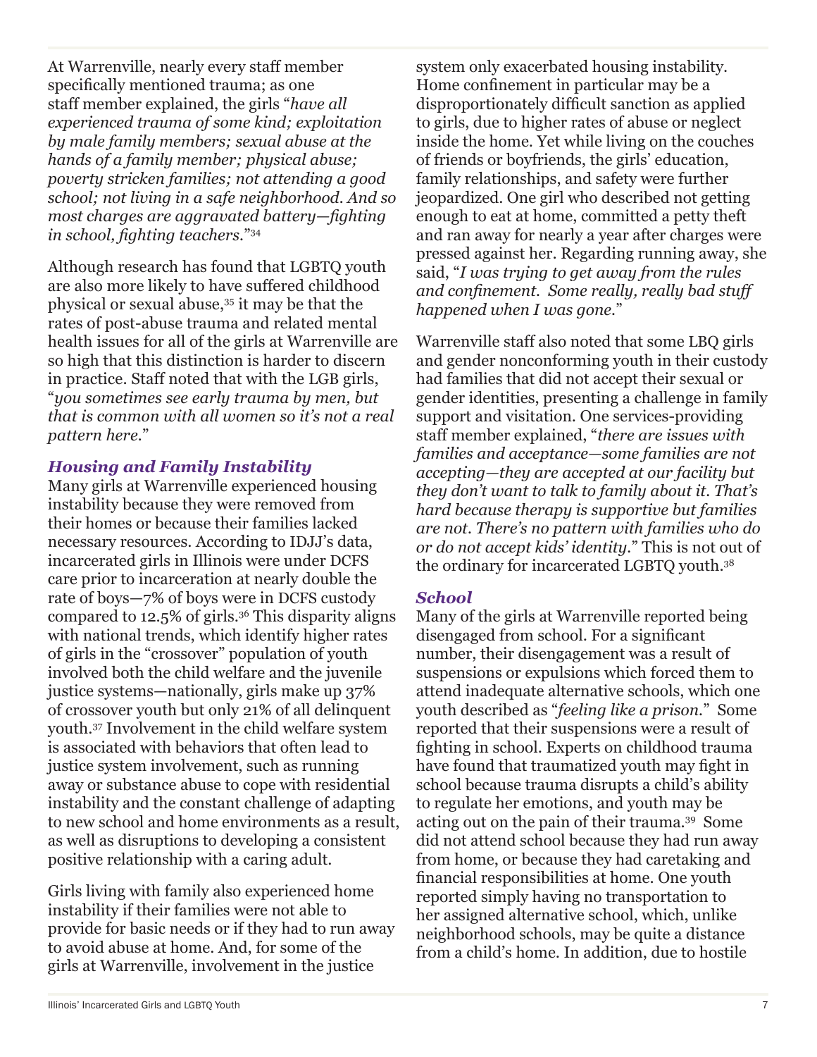At Warrenville, nearly every staff member specifically mentioned trauma; as one staff member explained, the girls "*have all experienced trauma of some kind; exploitation by male family members; sexual abuse at the hands of a family member; physical abuse; poverty stricken families; not attending a good school; not living in a safe neighborhood. And so most charges are aggravated battery—fighting in school, fighting teachers.*"[34]

Although research has found that LGBTQ youth are also more likely to have suffered childhood physical or sexual abuse,[35] it may be that the rates of post-abuse trauma and related mental health issues for all of the girls at Warrenville are so high that this distinction is harder to discern in practice. Staff noted that with the LGB girls, "*you sometimes see early trauma by men, but that is common with all women so it's not a real pattern here.*"

### *Housing and Family Instability*

Many girls at Warrenville experienced housing instability because they were removed from their homes or because their families lacked necessary resources. According to IDJJ's data, incarcerated girls in Illinois were under DCFS care prior to incarceration at nearly double the rate of boys—7% of boys were in DCFS custody compared to 12.5% of girls.[36] This disparity aligns with national trends, which identify higher rates of girls in the "crossover" population of youth involved both the child welfare and the juvenile justice systems—nationally, girls make up 37% of crossover youth but only 21% of all delinquent youth.[37] Involvement in the child welfare system is associated with behaviors that often lead to justice system involvement, such as running away or substance abuse to cope with residential instability and the constant challenge of adapting to new school and home environments as a result, as well as disruptions to developing a consistent positive relationship with a caring adult.

Girls living with family also experienced home instability if their families were not able to provide for basic needs or if they had to run away to avoid abuse at home. And, for some of the girls at Warrenville, involvement in the justice system only exacerbated housing instability. Home confinement in particular may be a disproportionately difficult sanction as applied to girls, due to higher rates of abuse or neglect inside the home. Yet while living on the couches of friends or boyfriends, the girls' education, family relationships, and safety were further jeopardized. One girl who described not getting enough to eat at home, committed a petty theft and ran away for nearly a year after charges were pressed against her. Regarding running away, she said, "*I was trying to get away from the rules and confinement. Some really, really bad stuff happened when I was gone.*"

Warrenville staff also noted that some LBQ girls and gender nonconforming youth in their custody had families that did not accept their sexual or gender identities, presenting a challenge in family support and visitation. One services-providing staff member explained, "*there are issues with families and acceptance—some families are not accepting—they are accepted at our facility but they don't want to talk to family about it. That's hard because therapy is supportive but families are not. There's no pattern with families who do or do not accept kids' identity.*" This is not out of the ordinary for incarcerated LGBTQ youth.[38]

### *School*

Many of the girls at Warrenville reported being disengaged from school. For a significant number, their disengagement was a result of suspensions or expulsions which forced them to attend inadequate alternative schools, which one youth described as "*feeling like a prison.*" Some reported that their suspensions were a result of fighting in school. Experts on childhood trauma have found that traumatized youth may fight in school because trauma disrupts a child's ability to regulate her emotions, and youth may be acting out on the pain of their trauma.[39] Some did not attend school because they had run away from home, or because they had caretaking and financial responsibilities at home. One youth reported simply having no transportation to her assigned alternative school, which, unlike neighborhood schools, may be quite a distance from a child's home. In addition, due to hostile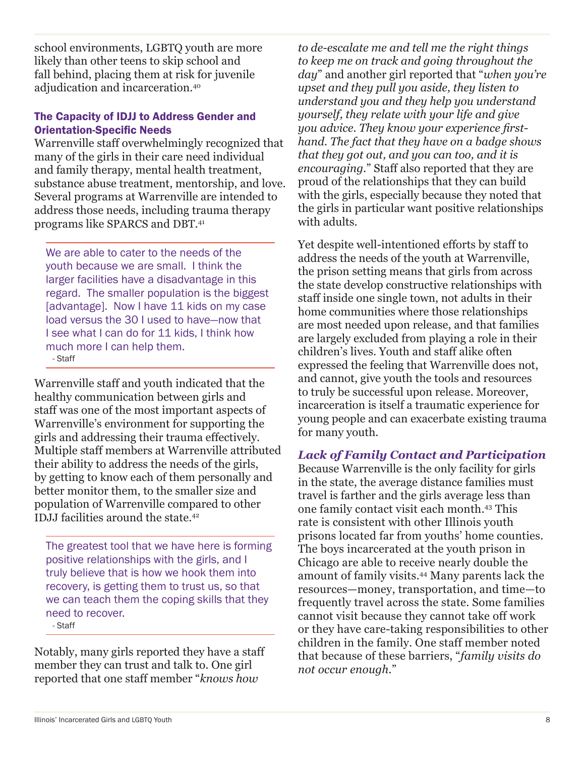school environments, LGBTQ youth are more likely than other teens to skip school and fall behind, placing them at risk for juvenile adjudication and incarceration.[40]

### The Capacity of IDJJ to Address Gender and Orientation-Specific Needs

Warrenville staff overwhelmingly recognized that many of the girls in their care need individual and family therapy, mental health treatment, substance abuse treatment, mentorship, and love. Several programs at Warrenville are intended to address those needs, including trauma therapy programs like SPARCS and DBT.[41]

> We are able to cater to the needs of the youth because we are small. I think the larger facilities have a disadvantage in this regard. The smaller population is the biggest [advantage]. Now I have 11 kids on my case load versus the 30 I used to have—now that I see what I can do for 11 kids, I think how much more I can help them.
>
> \- Staff

Warrenville staff and youth indicated that the healthy communication between girls and staff was one of the most important aspects of Warrenville's environment for supporting the girls and addressing their trauma effectively. Multiple staff members at Warrenville attributed their ability to address the needs of the girls, by getting to know each of them personally and better monitor them, to the smaller size and population of Warrenville compared to other IDJJ facilities around the state.[42]

> The greatest tool that we have here is forming positive relationships with the girls, and I truly believe that is how we hook them into recovery, is getting them to trust us, so that we can teach them the coping skills that they need to recover.
>
> \- Staff

Notably, many girls reported they have a staff member they can trust and talk to. One girl reported that one staff member "*knows how to de-escalate me and tell me the right things to keep me on track and going throughout the day*" and another girl reported that "*when you're upset and they pull you aside, they listen to understand you and they help you understand yourself, they relate with your life and give you advice. They know your experience first-hand. The fact that they have on a badge shows that they got out, and you can too, and it is encouraging*." Staff also reported that they are proud of the relationships that they can build with the girls, especially because they noted that the girls in particular want positive relationships with adults.

Yet despite well-intentioned efforts by staff to address the needs of the youth at Warrenville, the prison setting means that girls from across the state develop constructive relationships with staff inside one single town, not adults in their home communities where those relationships are most needed upon release, and that families are largely excluded from playing a role in their children's lives. Youth and staff alike often expressed the feeling that Warrenville does not, and cannot, give youth the tools and resources to truly be successful upon release. Moreover, incarceration is itself a traumatic experience for young people and can exacerbate existing trauma for many youth.

#### *Lack of Family Contact and Participation*

Because Warrenville is the only facility for girls in the state, the average distance families must travel is farther and the girls average less than one family contact visit each month.[43] This rate is consistent with other Illinois youth prisons located far from youths' home counties. The boys incarcerated at the youth prison in Chicago are able to receive nearly double the amount of family visits.[44] Many parents lack the resources—money, transportation, and time—to frequently travel across the state. Some families cannot visit because they cannot take off work or they have care-taking responsibilities to other children in the family. One staff member noted that because of these barriers, "*family visits do not occur enough*."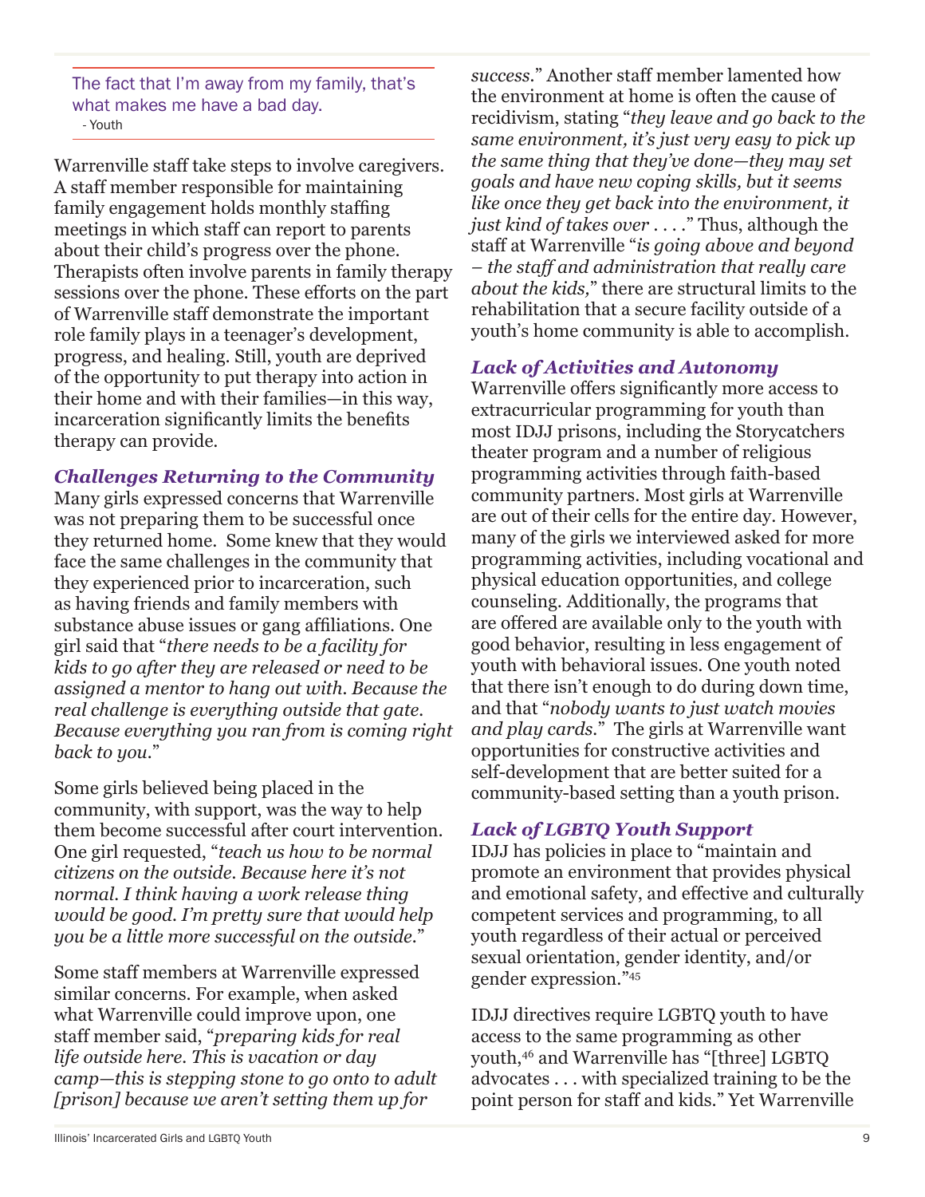> The fact that I'm away from my family, that's what makes me have a bad day.
> - Youth

Warrenville staff take steps to involve caregivers. A staff member responsible for maintaining family engagement holds monthly staffing meetings in which staff can report to parents about their child's progress over the phone. Therapists often involve parents in family therapy sessions over the phone. These efforts on the part of Warrenville staff demonstrate the important role family plays in a teenager's development, progress, and healing. Still, youth are deprived of the opportunity to put therapy into action in their home and with their families—in this way, incarceration significantly limits the benefits therapy can provide.

### *Challenges Returning to the Community*

Many girls expressed concerns that Warrenville was not preparing them to be successful once they returned home. Some knew that they would face the same challenges in the community that they experienced prior to incarceration, such as having friends and family members with substance abuse issues or gang affiliations. One girl said that "*there needs to be a facility for kids to go after they are released or need to be assigned a mentor to hang out with. Because the real challenge is everything outside that gate. Because everything you ran from is coming right back to you.*"

Some girls believed being placed in the community, with support, was the way to help them become successful after court intervention. One girl requested, "*teach us how to be normal citizens on the outside. Because here it's not normal. I think having a work release thing would be good. I'm pretty sure that would help you be a little more successful on the outside.*"

Some staff members at Warrenville expressed similar concerns. For example, when asked what Warrenville could improve upon, one staff member said, "*preparing kids for real life outside here. This is vacation or day camp—this is stepping stone to go onto to adult [prison] because we aren't setting them up for success.*" Another staff member lamented how the environment at home is often the cause of recidivism, stating "*they leave and go back to the same environment, it's just very easy to pick up the same thing that they've done—they may set goals and have new coping skills, but it seems like once they get back into the environment, it just kind of takes over . . . .*" Thus, although the staff at Warrenville "*is going above and beyond – the staff and administration that really care about the kids,*" there are structural limits to the rehabilitation that a secure facility outside of a youth's home community is able to accomplish.

### *Lack of Activities and Autonomy*

Warrenville offers significantly more access to extracurricular programming for youth than most IDJJ prisons, including the Storycatchers theater program and a number of religious programming activities through faith-based community partners. Most girls at Warrenville are out of their cells for the entire day. However, many of the girls we interviewed asked for more programming activities, including vocational and physical education opportunities, and college counseling. Additionally, the programs that are offered are available only to the youth with good behavior, resulting in less engagement of youth with behavioral issues. One youth noted that there isn't enough to do during down time, and that "*nobody wants to just watch movies and play cards.*" The girls at Warrenville want opportunities for constructive activities and self-development that are better suited for a community-based setting than a youth prison.

### *Lack of LGBTQ Youth Support*

IDJJ has policies in place to "maintain and promote an environment that provides physical and emotional safety, and effective and culturally competent services and programming, to all youth regardless of their actual or perceived sexual orientation, gender identity, and/or gender expression."[45]

IDJJ directives require LGBTQ youth to have access to the same programming as other youth,[46] and Warrenville has "[three] LGBTQ advocates . . . with specialized training to be the point person for staff and kids." Yet Warrenville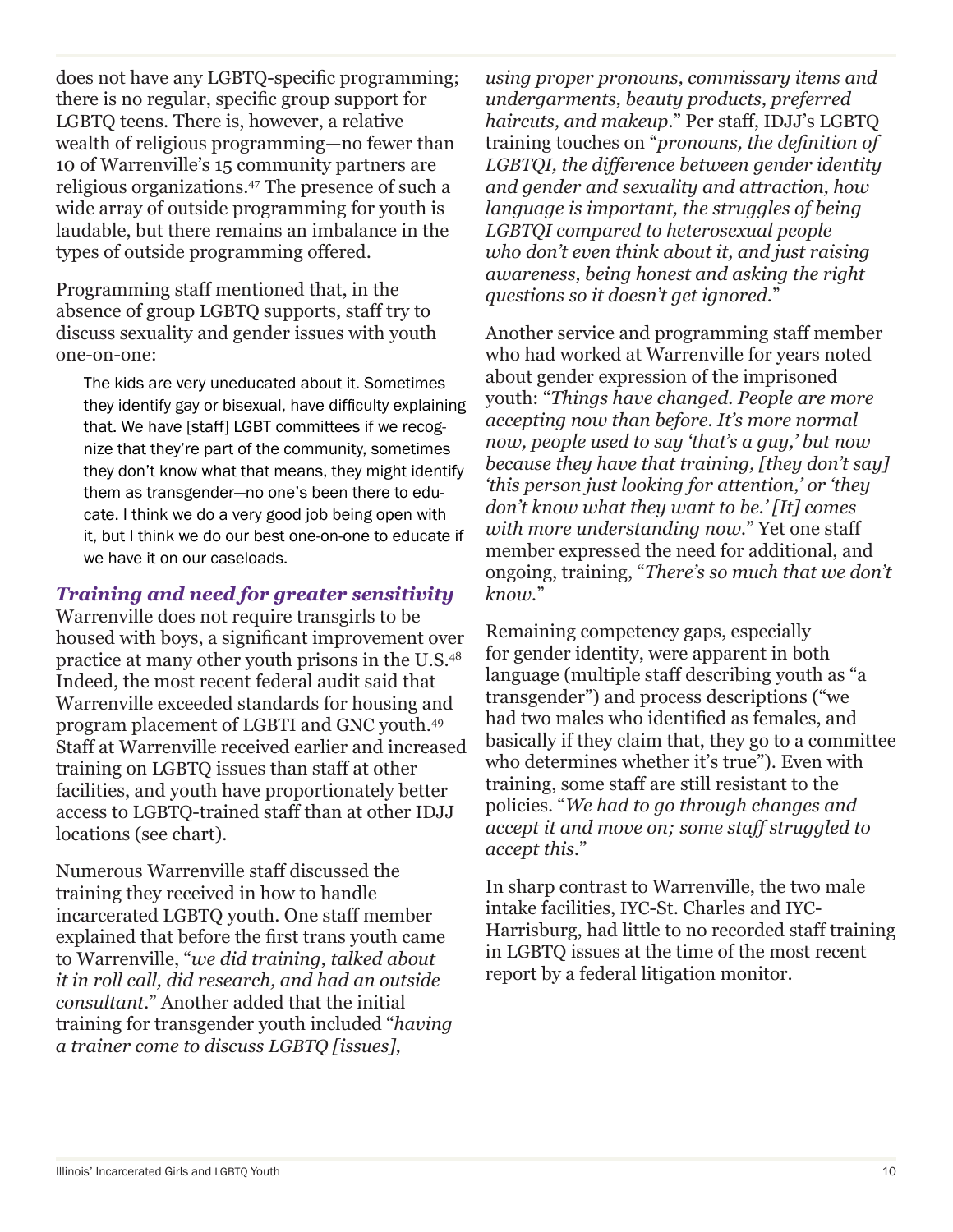does not have any LGBTQ-specific programming; there is no regular, specific group support for LGBTQ teens. There is, however, a relative wealth of religious programming—no fewer than 10 of Warrenville's 15 community partners are religious organizations.[47] The presence of such a wide array of outside programming for youth is laudable, but there remains an imbalance in the types of outside programming offered.

Programming staff mentioned that, in the absence of group LGBTQ supports, staff try to discuss sexuality and gender issues with youth one-on-one:

> The kids are very uneducated about it. Sometimes they identify gay or bisexual, have difficulty explaining that. We have [staff] LGBT committees if we recognize that they're part of the community, sometimes they don't know what that means, they might identify them as transgender—no one's been there to educate. I think we do a very good job being open with it, but I think we do our best one-on-one to educate if we have it on our caseloads.

### *Training and need for greater sensitivity*

Warrenville does not require transgirls to be housed with boys, a significant improvement over practice at many other youth prisons in the U.S.[48] Indeed, the most recent federal audit said that Warrenville exceeded standards for housing and program placement of LGBTI and GNC youth.[49] Staff at Warrenville received earlier and increased training on LGBTQ issues than staff at other facilities, and youth have proportionately better access to LGBTQ-trained staff than at other IDJJ locations (see chart).

Numerous Warrenville staff discussed the training they received in how to handle incarcerated LGBTQ youth. One staff member explained that before the first trans youth came to Warrenville, "*we did training, talked about it in roll call, did research, and had an outside consultant.*" Another added that the initial training for transgender youth included "*having a trainer come to discuss LGBTQ [issues], using proper pronouns, commissary items and undergarments, beauty products, preferred haircuts, and makeup.*" Per staff, IDJJ's LGBTQ training touches on "*pronouns, the definition of LGBTQI, the difference between gender identity and gender and sexuality and attraction, how language is important, the struggles of being LGBTQI compared to heterosexual people who don't even think about it, and just raising awareness, being honest and asking the right questions so it doesn't get ignored.*"

Another service and programming staff member who had worked at Warrenville for years noted about gender expression of the imprisoned youth: "*Things have changed. People are more accepting now than before. It's more normal now, people used to say 'that's a guy,' but now because they have that training, [they don't say] 'this person just looking for attention,' or 'they don't know what they want to be.' [It] comes with more understanding now.*" Yet one staff member expressed the need for additional, and ongoing, training, "*There's so much that we don't know.*"

Remaining competency gaps, especially for gender identity, were apparent in both language (multiple staff describing youth as "a transgender") and process descriptions ("we had two males who identified as females, and basically if they claim that, they go to a committee who determines whether it's true"). Even with training, some staff are still resistant to the policies. "*We had to go through changes and accept it and move on; some staff struggled to accept this.*"

In sharp contrast to Warrenville, the two male intake facilities, IYC-St. Charles and IYC-Harrisburg, had little to no recorded staff training in LGBTQ issues at the time of the most recent report by a federal litigation monitor.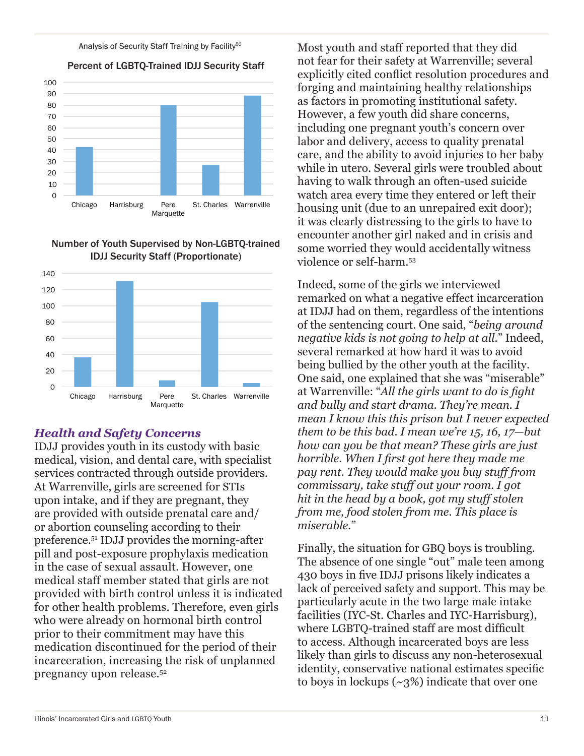Analysis of Security Staff Training by Facility[50]

Percent of LGBTQ-Trained IDJJ Security Staff

Number of Youth Supervised by Non-LGBTQ-trained IDJJ Security Staff (Proportionate)

### *Health and Safety Concerns*

IDJJ provides youth in its custody with basic medical, vision, and dental care, with specialist services contracted through outside providers. At Warrenville, girls are screened for STIs upon intake, and if they are pregnant, they are provided with outside prenatal care and/or abortion counseling according to their preference.[51] IDJJ provides the morning-after pill and post-exposure prophylaxis medication in the case of sexual assault. However, one medical staff member stated that girls are not provided with birth control unless it is indicated for other health problems. Therefore, even girls who were already on hormonal birth control prior to their commitment may have this medication discontinued for the period of their incarceration, increasing the risk of unplanned pregnancy upon release.[52]

Most youth and staff reported that they did not fear for their safety at Warrenville; several explicitly cited conflict resolution procedures and forging and maintaining healthy relationships as factors in promoting institutional safety. However, a few youth did share concerns, including one pregnant youth's concern over labor and delivery, access to quality prenatal care, and the ability to avoid injuries to her baby while in utero. Several girls were troubled about having to walk through an often-used suicide watch area every time they entered or left their housing unit (due to an unrepaired exit door); it was clearly distressing to the girls to have to encounter another girl naked and in crisis and some worried they would accidentally witness violence or self-harm.[53]

Indeed, some of the girls we interviewed remarked on what a negative effect incarceration at IDJJ had on them, regardless of the intentions of the sentencing court. One said, "*being around negative kids is not going to help at all.*" Indeed, several remarked at how hard it was to avoid being bullied by the other youth at the facility. One said, one explained that she was "miserable" at Warrenville: "*All the girls want to do is fight and bully and start drama. They're mean. I mean I know this this prison but I never expected them to be this bad. I mean we're 15, 16, 17—but how can you be that mean? These girls are just horrible. When I first got here they made me pay rent. They would make you buy stuff from commissary, take stuff out your room. I got hit in the head by a book, got my stuff stolen from me, food stolen from me. This place is miserable.*"

Finally, the situation for GBQ boys is troubling. The absence of one single "out" male teen among 430 boys in five IDJJ prisons likely indicates a lack of perceived safety and support. This may be particularly acute in the two large male intake facilities (IYC-St. Charles and IYC-Harrisburg), where LGBTQ-trained staff are most difficult to access. Although incarcerated boys are less likely than girls to discuss any non-heterosexual identity, conservative national estimates specific to boys in lockups (~3%) indicate that over one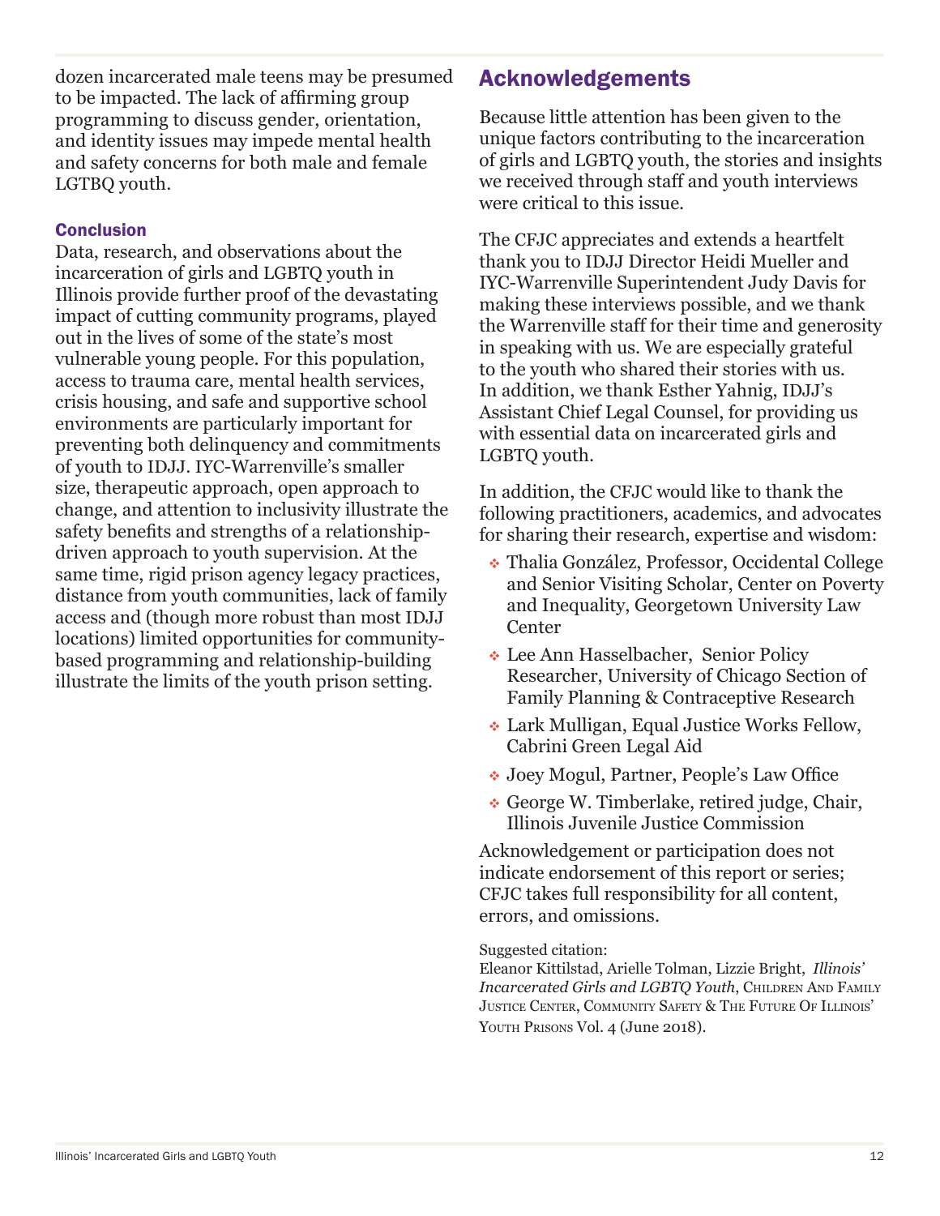dozen incarcerated male teens may be presumed to be impacted. The lack of affirming group programming to discuss gender, orientation, and identity issues may impede mental health and safety concerns for both male and female LGTBQ youth.

### Conclusion

Data, research, and observations about the incarceration of girls and LGBTQ youth in Illinois provide further proof of the devastating impact of cutting community programs, played out in the lives of some of the state's most vulnerable young people. For this population, access to trauma care, mental health services, crisis housing, and safe and supportive school environments are particularly important for preventing both delinquency and commitments of youth to IDJJ. IYC-Warrenville's smaller size, therapeutic approach, open approach to change, and attention to inclusivity illustrate the safety benefits and strengths of a relationship-driven approach to youth supervision. At the same time, rigid prison agency legacy practices, distance from youth communities, lack of family access and (though more robust than most IDJJ locations) limited opportunities for community-based programming and relationship-building illustrate the limits of the youth prison setting.

## Acknowledgements

Because little attention has been given to the unique factors contributing to the incarceration of girls and LGBTQ youth, the stories and insights we received through staff and youth interviews were critical to this issue.

The CFJC appreciates and extends a heartfelt thank you to IDJJ Director Heidi Mueller and IYC-Warrenville Superintendent Judy Davis for making these interviews possible, and we thank the Warrenville staff for their time and generosity in speaking with us. We are especially grateful to the youth who shared their stories with us. In addition, we thank Esther Yahnig, IDJJ's Assistant Chief Legal Counsel, for providing us with essential data on incarcerated girls and LGBTQ youth.

In addition, the CFJC would like to thank the following practitioners, academics, and advocates for sharing their research, expertise and wisdom:

- Thalia González, Professor, Occidental College and Senior Visiting Scholar, Center on Poverty and Inequality, Georgetown University Law Center
- Lee Ann Hasselbacher, Senior Policy Researcher, University of Chicago Section of Family Planning & Contraceptive Research
- Lark Mulligan, Equal Justice Works Fellow, Cabrini Green Legal Aid
- Joey Mogul, Partner, People's Law Office
- George W. Timberlake, retired judge, Chair, Illinois Juvenile Justice Commission

Acknowledgement or participation does not indicate endorsement of this report or series; CFJC takes full responsibility for all content, errors, and omissions.

Suggested citation:
Eleanor Kittilstad, Arielle Tolman, Lizzie Bright, *Illinois' Incarcerated Girls and LGBTQ Youth*, Children And Family Justice Center, Community Safety & The Future Of Illinois' Youth Prisons Vol. 4 (June 2018).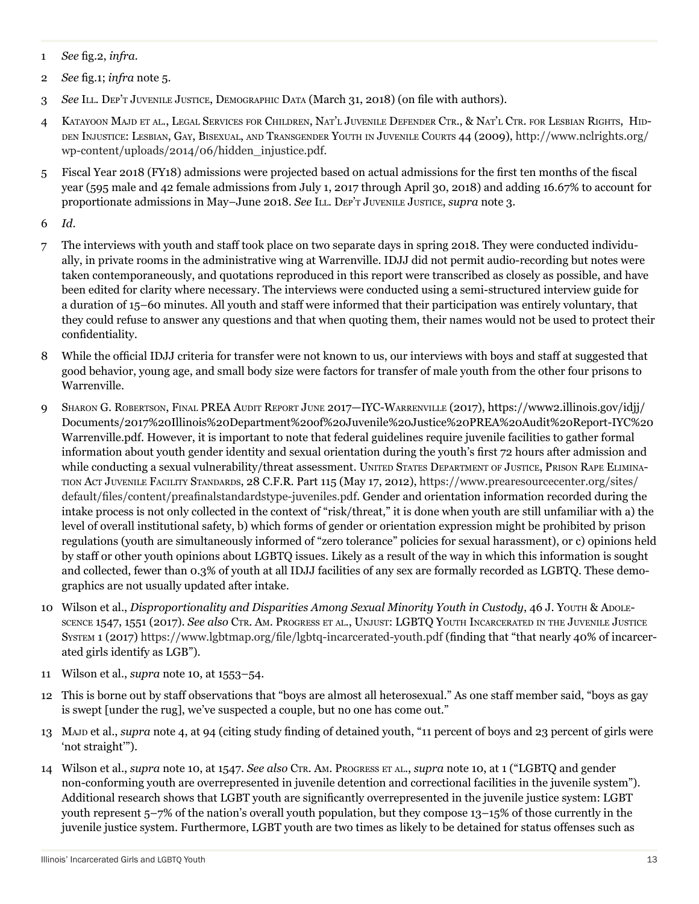1 *See* fig.2, *infra*.

2 *See* fig.1; *infra* note 5.

3 *See* Ill. Dep't Juvenile Justice, Demographic Data (March 31, 2018) (on file with authors).

4 Katayoon Majd et al., Legal Services for Children, Nat'l Juvenile Defender Ctr., & Nat'l Ctr. for Lesbian Rights, Hidden Injustice: Lesbian, Gay, Bisexual, and Transgender Youth in Juvenile Courts 44 (2009), http://www.nclrights.org/wp-content/uploads/2014/06/hidden_injustice.pdf.

5 Fiscal Year 2018 (FY18) admissions were projected based on actual admissions for the first ten months of the fiscal year (595 male and 42 female admissions from July 1, 2017 through April 30, 2018) and adding 16.67% to account for proportionate admissions in May–June 2018. *See* Ill. Dep't Juvenile Justice, *supra* note 3.

6 *Id*.

7 The interviews with youth and staff took place on two separate days in spring 2018. They were conducted individually, in private rooms in the administrative wing at Warrenville. IDJJ did not permit audio-recording but notes were taken contemporaneously, and quotations reproduced in this report were transcribed as closely as possible, and have been edited for clarity where necessary. The interviews were conducted using a semi-structured interview guide for a duration of 15–60 minutes. All youth and staff were informed that their participation was entirely voluntary, that they could refuse to answer any questions and that when quoting them, their names would not be used to protect their confidentiality.

8 While the official IDJJ criteria for transfer were not known to us, our interviews with boys and staff at suggested that good behavior, young age, and small body size were factors for transfer of male youth from the other four prisons to Warrenville.

9 Sharon G. Robertson, Final PREA Audit Report June 2017—IYC-Warrenville (2017), https://www2.illinois.gov/idjj/Documents/2017%20Illinois%20Department%20of%20Juvenile%20Justice%20PREA%20Audit%20Report-IYC%20Warrenville.pdf. However, it is important to note that federal guidelines require juvenile facilities to gather formal information about youth gender identity and sexual orientation during the youth's first 72 hours after admission and while conducting a sexual vulnerability/threat assessment. United States Department of Justice, Prison Rape Elimination Act Juvenile Facility Standards, 28 C.F.R. Part 115 (May 17, 2012), https://www.prearesourcecenter.org/sites/default/files/content/preafinalstandardstype-juveniles.pdf. Gender and orientation information recorded during the intake process is not only collected in the context of "risk/threat," it is done when youth are still unfamiliar with a) the level of overall institutional safety, b) which forms of gender or orientation expression might be prohibited by prison regulations (youth are simultaneously informed of "zero tolerance" policies for sexual harassment), or c) opinions held by staff or other youth opinions about LGBTQ issues. Likely as a result of the way in which this information is sought and collected, fewer than 0.3% of youth at all IDJJ facilities of any sex are formally recorded as LGBTQ. These demographics are not usually updated after intake.

10 Wilson et al., *Disproportionality and Disparities Among Sexual Minority Youth in Custody*, 46 J. Youth & Adolescence 1547, 1551 (2017). *See also* Ctr. Am. Progress et al., Unjust: LGBTQ Youth Incarcerated in the Juvenile Justice System 1 (2017) https://www.lgbtmap.org/file/lgbtq-incarcerated-youth.pdf (finding that "that nearly 40% of incarcerated girls identify as LGB").

11 Wilson et al., *supra* note 10, at 1553–54.

12 This is borne out by staff observations that "boys are almost all heterosexual." As one staff member said, "boys as gay is swept [under the rug], we've suspected a couple, but no one has come out."

13 Majd et al., *supra* note 4, at 94 (citing study finding of detained youth, "11 percent of boys and 23 percent of girls were 'not straight'").

14 Wilson et al., *supra* note 10, at 1547. *See also* Ctr. Am. Progress et al., *supra* note 10, at 1 ("LGBTQ and gender non-conforming youth are overrepresented in juvenile detention and correctional facilities in the juvenile system"). Additional research shows that LGBT youth are significantly overrepresented in the juvenile justice system: LGBT youth represent 5–7% of the nation's overall youth population, but they compose 13–15% of those currently in the juvenile justice system. Furthermore, LGBT youth are two times as likely to be detained for status offenses such as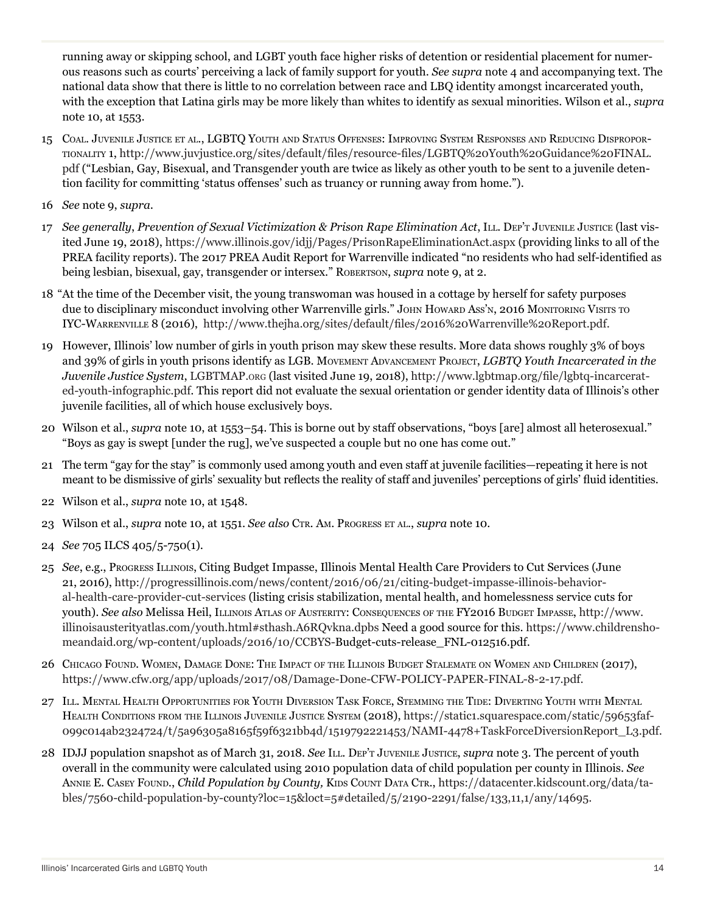running away or skipping school, and LGBT youth face higher risks of detention or residential placement for numerous reasons such as courts' perceiving a lack of family support for youth. *See supra* note 4 and accompanying text. The national data show that there is little to no correlation between race and LBQ identity amongst incarcerated youth, with the exception that Latina girls may be more likely than whites to identify as sexual minorities. Wilson et al., *supra* note 10, at 1553.

15 Coal. Juvenile Justice et al., LGBTQ Youth and Status Offenses: Improving System Responses and Reducing Disproportionality 1, http://www.juvjustice.org/sites/default/files/resource-files/LGBTQ%20Youth%20Guidance%20FINAL.pdf ("Lesbian, Gay, Bisexual, and Transgender youth are twice as likely as other youth to be sent to a juvenile detention facility for committing 'status offenses' such as truancy or running away from home.").

16 *See* note 9, *supra*.

17 *See generally*, *Prevention of Sexual Victimization & Prison Rape Elimination Act*, Ill. Dep't Juvenile Justice (last visited June 19, 2018), https://www.illinois.gov/idjj/Pages/PrisonRapeEliminationAct.aspx (providing links to all of the PREA facility reports). The 2017 PREA Audit Report for Warrenville indicated "no residents who had self-identified as being lesbian, bisexual, gay, transgender or intersex." Robertson, *supra* note 9, at 2.

18 "At the time of the December visit, the young transwoman was housed in a cottage by herself for safety purposes due to disciplinary misconduct involving other Warrenville girls." John Howard Ass'n, 2016 Monitoring Visits to IYC-Warrenville 8 (2016), http://www.thejha.org/sites/default/files/2016%20Warrenville%20Report.pdf.

19 However, Illinois' low number of girls in youth prison may skew these results. More data shows roughly 3% of boys and 39% of girls in youth prisons identify as LGB. Movement Advancement Project, *LGBTQ Youth Incarcerated in the Juvenile Justice System*, LGBTMAP.org (last visited June 19, 2018), http://www.lgbtmap.org/file/lgbtq-incarcerated-youth-infographic.pdf. This report did not evaluate the sexual orientation or gender identity data of Illinois's other juvenile facilities, all of which house exclusively boys.

20 Wilson et al., *supra* note 10, at 1553–54. This is borne out by staff observations, "boys [are] almost all heterosexual." "Boys as gay is swept [under the rug], we've suspected a couple but no one has come out."

21 The term "gay for the stay" is commonly used among youth and even staff at juvenile facilities—repeating it here is not meant to be dismissive of girls' sexuality but reflects the reality of staff and juveniles' perceptions of girls' fluid identities.

22 Wilson et al., *supra* note 10, at 1548.

23 Wilson et al., *supra* note 10, at 1551. *See also* Ctr. Am. Progress et al., *supra* note 10.

24 *See* 705 ILCS 405/5-750(1).

25 *See*, e.g., Progress Illinois, Citing Budget Impasse, Illinois Mental Health Care Providers to Cut Services (June 21, 2016), http://progressillinois.com/news/content/2016/06/21/citing-budget-impasse-illinois-behavioral-health-care-provider-cut-services (listing crisis stabilization, mental health, and homelessness service cuts for youth). *See also* Melissa Heil, Illinois Atlas of Austerity: Consequences of the FY2016 Budget Impasse, http://www.illinoisausterityatlas.com/youth.html#sthash.A6RQvkna.dpbs Need a good source for this. https://www.childrenshomeandaid.org/wp-content/uploads/2016/10/CCBYS-Budget-cuts-release_FNL-012516.pdf.

26 Chicago Found. Women, Damage Done: The Impact of the Illinois Budget Stalemate on Women and Children (2017), https://www.cfw.org/app/uploads/2017/08/Damage-Done-CFW-POLICY-PAPER-FINAL-8-2-17.pdf.

27 Ill. Mental Health Opportunities for Youth Diversion Task Force, Stemming the Tide: Diverting Youth with Mental Health Conditions from the Illinois Juvenile Justice System (2018), https://static1.squarespace.com/static/59653faf099c014ab2324724/t/5a96305a8165f59f6321bb4d/1519792221453/NAMI-4478+TaskForceDiversionReport_L3.pdf.

28 IDJJ population snapshot as of March 31, 2018. *See* Ill. Dep't Juvenile Justice, *supra* note 3. The percent of youth overall in the community were calculated using 2010 population data of child population per county in Illinois. *See* Annie E. Casey Found., *Child Population by County,* Kids Count Data Ctr., https://datacenter.kidscount.org/data/tables/7560-child-population-by-county?loc=15&loct=5#detailed/5/2190-2291/false/133,11,1/any/14695.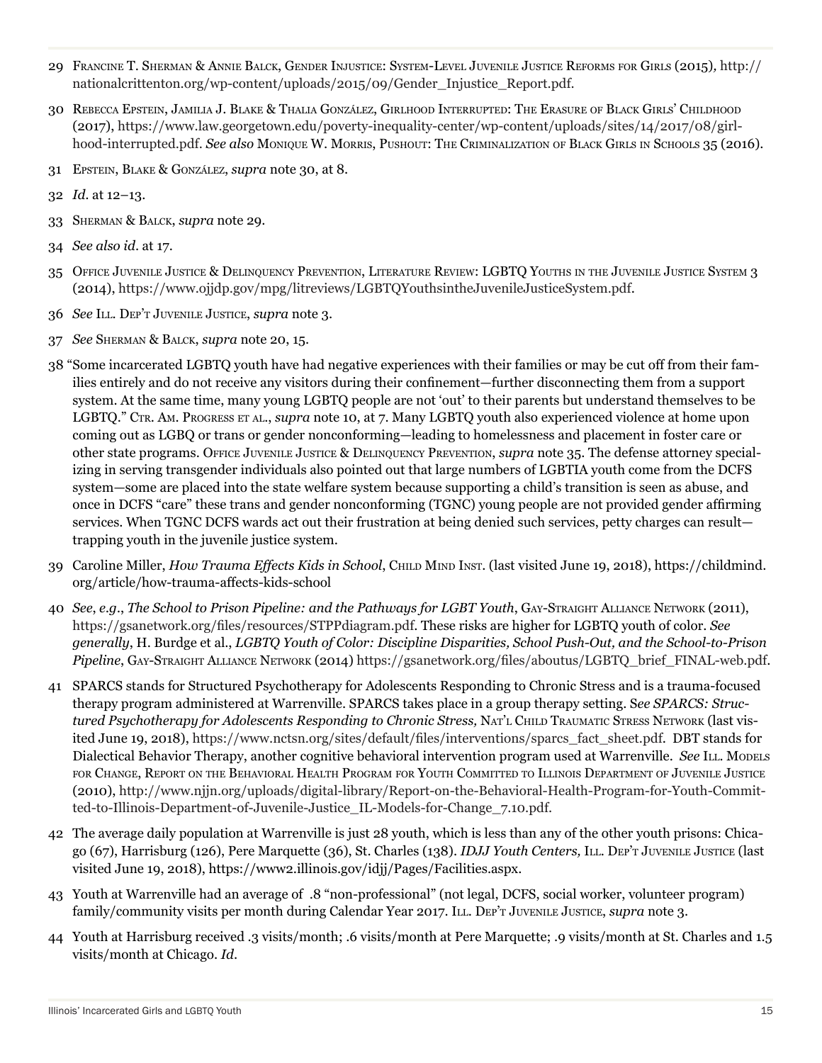29 Francine T. Sherman & Annie Balck, Gender Injustice: System-Level Juvenile Justice Reforms for Girls (2015), http://nationalcrittenton.org/wp-content/uploads/2015/09/Gender_Injustice_Report.pdf.

30 Rebecca Epstein, Jamilia J. Blake & Thalia González, Girlhood Interrupted: The Erasure of Black Girls' Childhood (2017), https://www.law.georgetown.edu/poverty-inequality-center/wp-content/uploads/sites/14/2017/08/girlhood-interrupted.pdf. *See also* Monique W. Morris, Pushout: The Criminalization of Black Girls in Schools 35 (2016).

31 Epstein, Blake & González, *supra* note 30, at 8.

32 *Id.* at 12–13.

33 Sherman & Balck, *supra* note 29.

34 *See also id.* at 17.

35 Office Juvenile Justice & Delinquency Prevention, Literature Review: LGBTQ Youths in the Juvenile Justice System 3 (2014), https://www.ojjdp.gov/mpg/litreviews/LGBTQYouthsintheJuvenileJusticeSystem.pdf.

36 *See* Ill. Dep't Juvenile Justice, *supra* note 3.

37 *See* Sherman & Balck, *supra* note 20, 15.

38 "Some incarcerated LGBTQ youth have had negative experiences with their families or may be cut off from their families entirely and do not receive any visitors during their confinement—further disconnecting them from a support system. At the same time, many young LGBTQ people are not 'out' to their parents but understand themselves to be LGBTQ." Ctr. Am. Progress et al., *supra* note 10, at 7. Many LGBTQ youth also experienced violence at home upon coming out as LGBQ or trans or gender nonconforming—leading to homelessness and placement in foster care or other state programs. Office Juvenile Justice & Delinquency Prevention, *supra* note 35. The defense attorney specializing in serving transgender individuals also pointed out that large numbers of LGBTIA youth come from the DCFS system—some are placed into the state welfare system because supporting a child's transition is seen as abuse, and once in DCFS "care" these trans and gender nonconforming (TGNC) young people are not provided gender affirming services. When TGNC DCFS wards act out their frustration at being denied such services, petty charges can result—trapping youth in the juvenile justice system.

39 Caroline Miller, *How Trauma Effects Kids in School*, Child Mind Inst. (last visited June 19, 2018), https://childmind.org/article/how-trauma-affects-kids-school

40 *See*, *e.g.*, *The School to Prison Pipeline: and the Pathways for LGBT Youth*, Gay-Straight Alliance Network (2011), https://gsanetwork.org/files/resources/STPPdiagram.pdf. These risks are higher for LGBTQ youth of color. *See generally*, H. Burdge et al., *LGBTQ Youth of Color: Discipline Disparities, School Push-Out, and the School-to-Prison Pipeline*, Gay-Straight Alliance Network (2014) https://gsanetwork.org/files/aboutus/LGBTQ_brief_FINAL-web.pdf.

41 SPARCS stands for Structured Psychotherapy for Adolescents Responding to Chronic Stress and is a trauma-focused therapy program administered at Warrenville. SPARCS takes place in a group therapy setting. S*ee SPARCS: Structured Psychotherapy for Adolescents Responding to Chronic Stress,* Nat'l Child Traumatic Stress Network (last visited June 19, 2018), https://www.nctsn.org/sites/default/files/interventions/sparcs_fact_sheet.pdf. DBT stands for Dialectical Behavior Therapy, another cognitive behavioral intervention program used at Warrenville. *See* Ill. Models for Change, Report on the Behavioral Health Program for Youth Committed to Illinois Department of Juvenile Justice (2010), http://www.njjn.org/uploads/digital-library/Report-on-the-Behavioral-Health-Program-for-Youth-Committed-to-Illinois-Department-of-Juvenile-Justice_IL-Models-for-Change_7.10.pdf.

42 The average daily population at Warrenville is just 28 youth, which is less than any of the other youth prisons: Chicago (67), Harrisburg (126), Pere Marquette (36), St. Charles (138). *IDJJ Youth Centers,* Ill. Dep't Juvenile Justice (last visited June 19, 2018), https://www2.illinois.gov/idjj/Pages/Facilities.aspx.

43 Youth at Warrenville had an average of .8 "non-professional" (not legal, DCFS, social worker, volunteer program) family/community visits per month during Calendar Year 2017. Ill. Dep't Juvenile Justice, *supra* note 3.

44 Youth at Harrisburg received .3 visits/month; .6 visits/month at Pere Marquette; .9 visits/month at St. Charles and 1.5 visits/month at Chicago. *Id.*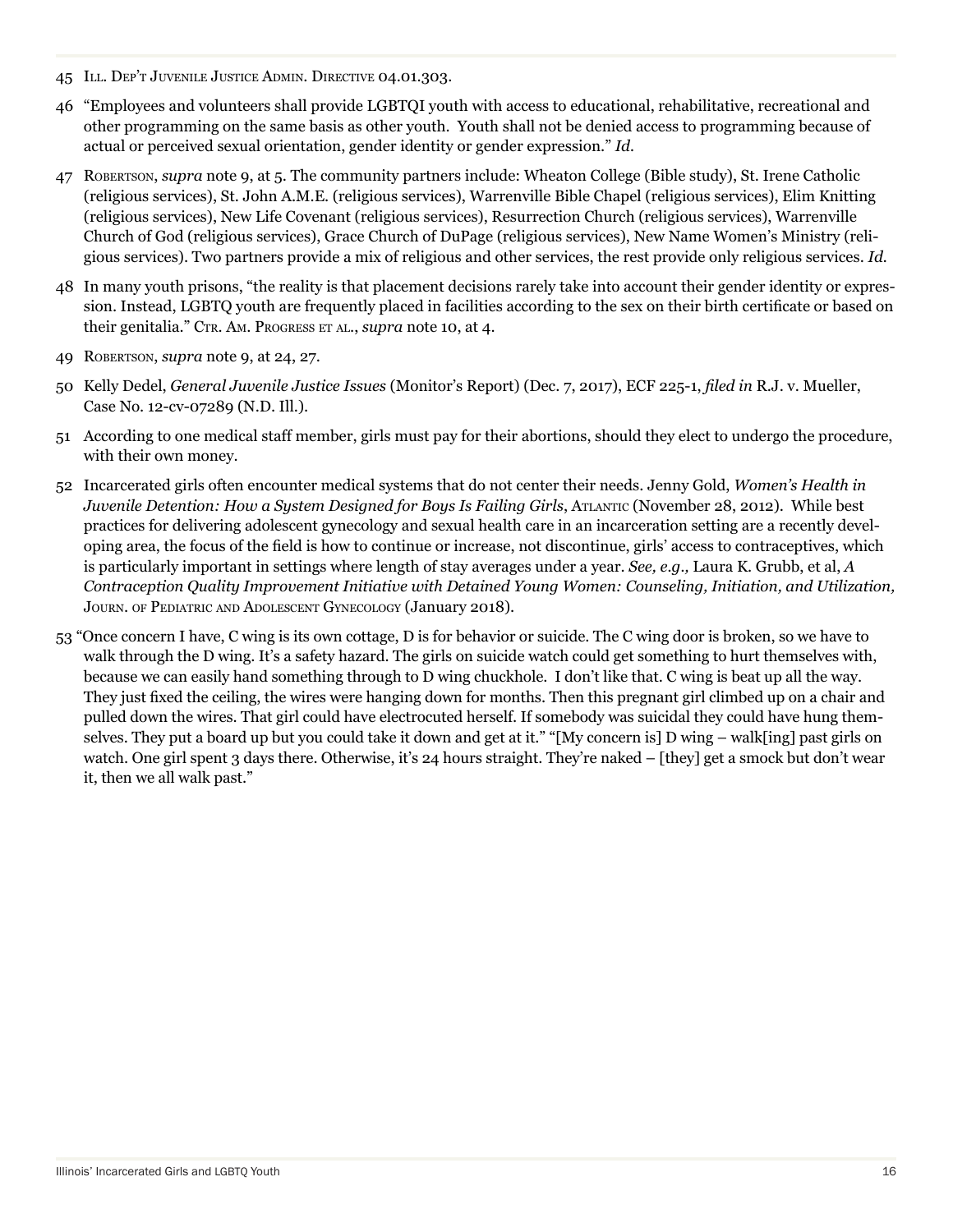45 ILL. DEP'T JUVENILE JUSTICE ADMIN. DIRECTIVE 04.01.303.

46 "Employees and volunteers shall provide LGBTQI youth with access to educational, rehabilitative, recreational and other programming on the same basis as other youth. Youth shall not be denied access to programming because of actual or perceived sexual orientation, gender identity or gender expression." *Id.*

47 ROBERTSON, *supra* note 9, at 5. The community partners include: Wheaton College (Bible study), St. Irene Catholic (religious services), St. John A.M.E. (religious services), Warrenville Bible Chapel (religious services), Elim Knitting (religious services), New Life Covenant (religious services), Resurrection Church (religious services), Warrenville Church of God (religious services), Grace Church of DuPage (religious services), New Name Women's Ministry (religious services). Two partners provide a mix of religious and other services, the rest provide only religious services. *Id.*

48 In many youth prisons, "the reality is that placement decisions rarely take into account their gender identity or expression. Instead, LGBTQ youth are frequently placed in facilities according to the sex on their birth certificate or based on their genitalia." CTR. AM. PROGRESS ET AL., *supra* note 10, at 4.

49 ROBERTSON, *supra* note 9, at 24, 27.

50 Kelly Dedel, *General Juvenile Justice Issues* (Monitor's Report) (Dec. 7, 2017), ECF 225-1, *filed in* R.J. v. Mueller, Case No. 12-cv-07289 (N.D. Ill.).

51 According to one medical staff member, girls must pay for their abortions, should they elect to undergo the procedure, with their own money.

52 Incarcerated girls often encounter medical systems that do not center their needs. Jenny Gold, *Women's Health in Juvenile Detention: How a System Designed for Boys Is Failing Girls*, ATLANTIC (November 28, 2012). While best practices for delivering adolescent gynecology and sexual health care in an incarceration setting are a recently developing area, the focus of the field is how to continue or increase, not discontinue, girls' access to contraceptives, which is particularly important in settings where length of stay averages under a year. *See, e.g.,* Laura K. Grubb, et al, *A Contraception Quality Improvement Initiative with Detained Young Women: Counseling, Initiation, and Utilization,* JOURN. OF PEDIATRIC AND ADOLESCENT GYNECOLOGY (January 2018).

53 "Once concern I have, C wing is its own cottage, D is for behavior or suicide. The C wing door is broken, so we have to walk through the D wing. It's a safety hazard. The girls on suicide watch could get something to hurt themselves with, because we can easily hand something through to D wing chuckhole. I don't like that. C wing is beat up all the way. They just fixed the ceiling, the wires were hanging down for months. Then this pregnant girl climbed up on a chair and pulled down the wires. That girl could have electrocuted herself. If somebody was suicidal they could have hung themselves. They put a board up but you could take it down and get at it." "[My concern is] D wing – walk[ing] past girls on watch. One girl spent 3 days there. Otherwise, it's 24 hours straight. They're naked – [they] get a smock but don't wear it, then we all walk past."